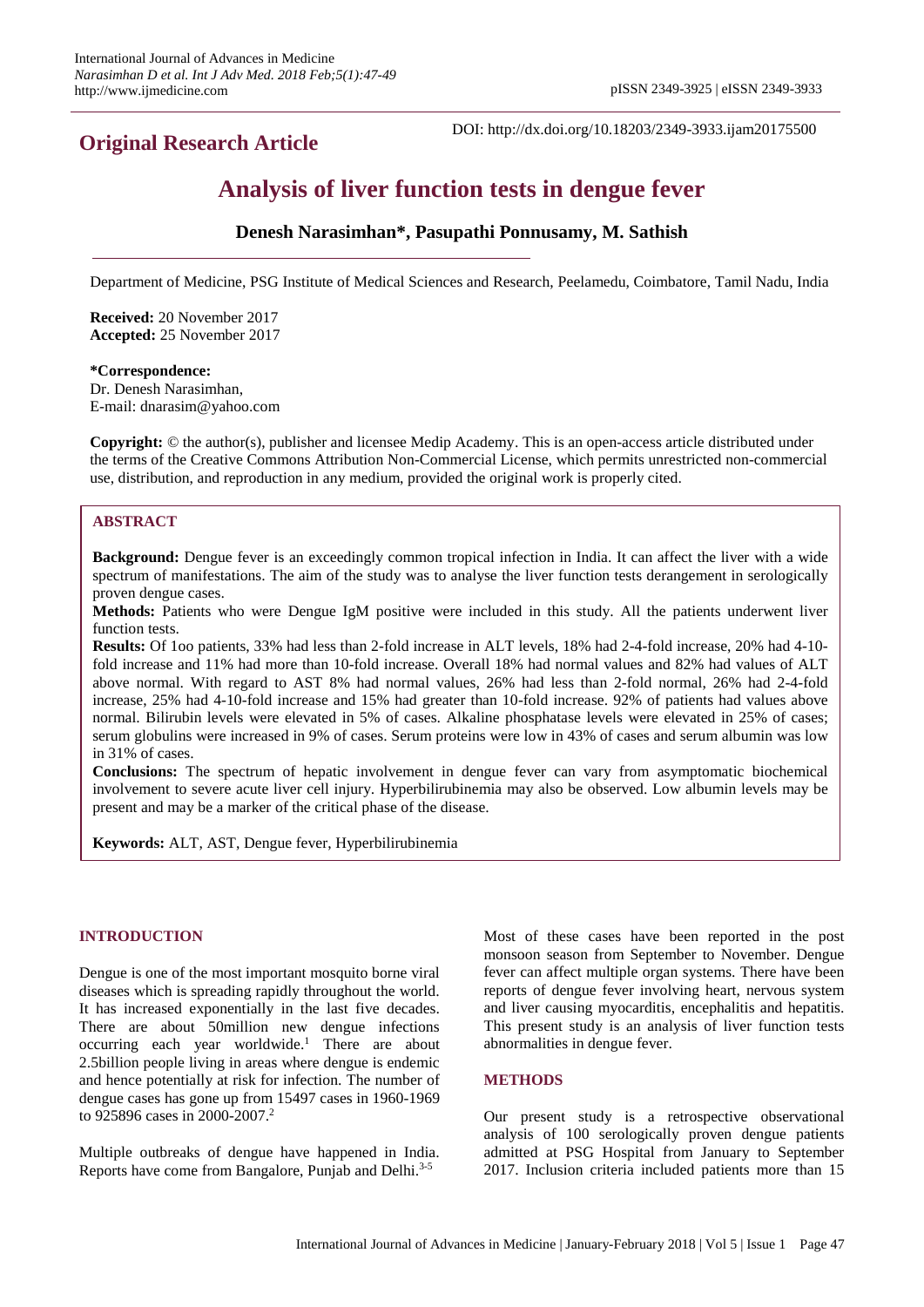## Original Research Article

DOI: http://dx.doi.org/10.18203/2349-3933.ijam20175500

# Analysis of liver function tests in dengue fever

**Denesh Narasimhan\*, Pasupathi Ponnusamy, M. Sathish**

Department of Medicine, PSG Institute of Medical Sciences and Research, Peelamedu, Coimbatore, Tamil Nadu, India

**Received:** 20 November 2017
**Accepted:** 25 November 2017

**\*Correspondence:**
Dr. Denesh Narasimhan,
E-mail: dnarasim@yahoo.com

**Copyright:** © the author(s), publisher and licensee Medip Academy. This is an open-access article distributed under the terms of the Creative Commons Attribution Non-Commercial License, which permits unrestricted non-commercial use, distribution, and reproduction in any medium, provided the original work is properly cited.

### ABSTRACT

**Background:** Dengue fever is an exceedingly common tropical infection in India. It can affect the liver with a wide spectrum of manifestations. The aim of the study was to analyse the liver function tests derangement in serologically proven dengue cases.

**Methods:** Patients who were Dengue IgM positive were included in this study. All the patients underwent liver function tests.

**Results:** Of 1oo patients, 33% had less than 2-fold increase in ALT levels, 18% had 2-4-fold increase, 20% had 4-10-fold increase and 11% had more than 10-fold increase. Overall 18% had normal values and 82% had values of ALT above normal. With regard to AST 8% had normal values, 26% had less than 2-fold normal, 26% had 2-4-fold increase, 25% had 4-10-fold increase and 15% had greater than 10-fold increase. 92% of patients had values above normal. Bilirubin levels were elevated in 5% of cases. Alkaline phosphatase levels were elevated in 25% of cases; serum globulins were increased in 9% of cases. Serum proteins were low in 43% of cases and serum albumin was low in 31% of cases.

**Conclusions:** The spectrum of hepatic involvement in dengue fever can vary from asymptomatic biochemical involvement to severe acute liver cell injury. Hyperbilirubinemia may also be observed. Low albumin levels may be present and may be a marker of the critical phase of the disease.

**Keywords:** ALT, AST, Dengue fever, Hyperbilirubinemia

## INTRODUCTION

Dengue is one of the most important mosquito borne viral diseases which is spreading rapidly throughout the world. It has increased exponentially in the last five decades. There are about 50million new dengue infections occurring each year worldwide.[1] There are about 2.5billion people living in areas where dengue is endemic and hence potentially at risk for infection. The number of dengue cases has gone up from 15497 cases in 1960-1969 to 925896 cases in 2000-2007.[2]

Multiple outbreaks of dengue have happened in India. Reports have come from Bangalore, Punjab and Delhi.[3-5]

Most of these cases have been reported in the post monsoon season from September to November. Dengue fever can affect multiple organ systems. There have been reports of dengue fever involving heart, nervous system and liver causing myocarditis, encephalitis and hepatitis. This present study is an analysis of liver function tests abnormalities in dengue fever.

## METHODS

Our present study is a retrospective observational analysis of 100 serologically proven dengue patients admitted at PSG Hospital from January to September 2017. Inclusion criteria included patients more than 15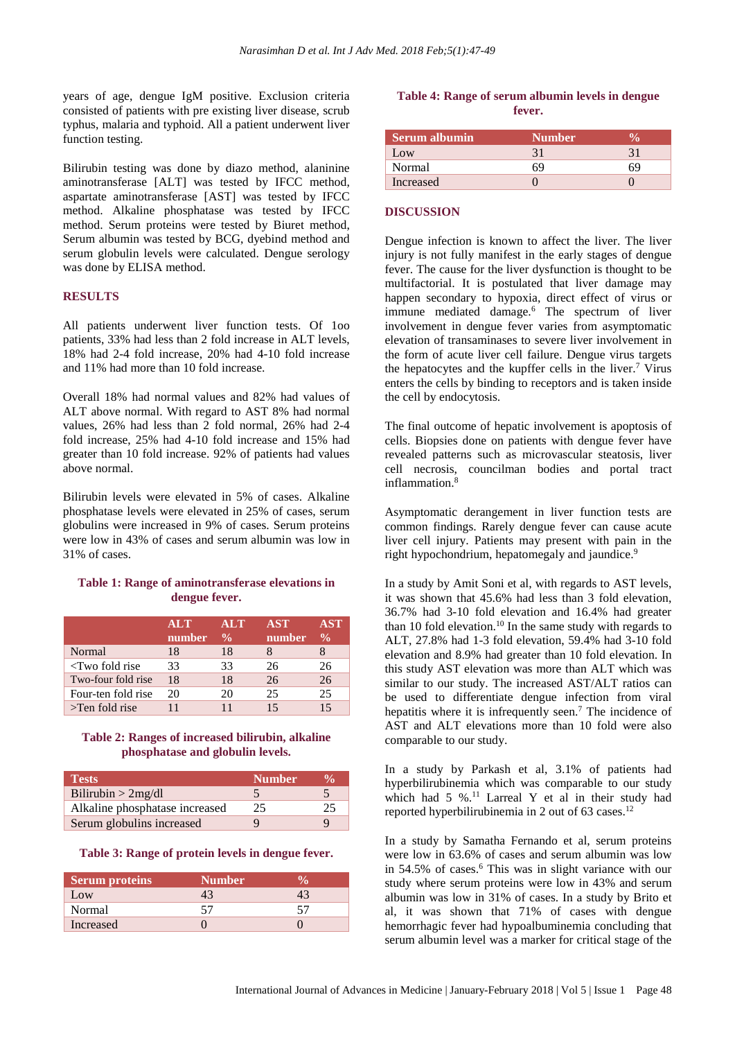years of age, dengue IgM positive. Exclusion criteria consisted of patients with pre existing liver disease, scrub typhus, malaria and typhoid. All a patient underwent liver function testing.

Bilirubin testing was done by diazo method, alaninine aminotransferase [ALT] was tested by IFCC method, aspartate aminotransferase [AST] was tested by IFCC method. Alkaline phosphatase was tested by IFCC method. Serum proteins were tested by Biuret method, Serum albumin was tested by BCG, dyebind method and serum globulin levels were calculated. Dengue serology was done by ELISA method.

## RESULTS

All patients underwent liver function tests. Of 1oo patients, 33% had less than 2 fold increase in ALT levels, 18% had 2-4 fold increase, 20% had 4-10 fold increase and 11% had more than 10 fold increase.

Overall 18% had normal values and 82% had values of ALT above normal. With regard to AST 8% had normal values, 26% had less than 2 fold normal, 26% had 2-4 fold increase, 25% had 4-10 fold increase and 15% had greater than 10 fold increase. 92% of patients had values above normal.

Bilirubin levels were elevated in 5% of cases. Alkaline phosphatase levels were elevated in 25% of cases, serum globulins were increased in 9% of cases. Serum proteins were low in 43% of cases and serum albumin was low in 31% of cases.

**Table 1: Range of aminotransferase elevations in dengue fever.**

| | ALT number | ALT % | AST number | AST % |
|---|---|---|---|---|
| Normal | 18 | 18 | 8 | 8 |
| <Two fold rise | 33 | 33 | 26 | 26 |
| Two-four fold rise | 18 | 18 | 26 | 26 |
| Four-ten fold rise | 20 | 20 | 25 | 25 |
| >Ten fold rise | 11 | 11 | 15 | 15 |

**Table 2: Ranges of increased bilirubin, alkaline phosphatase and globulin levels.**

| Tests | Number | % |
|---|---|---|
| Bilirubin > 2mg/dl | 5 | 5 |
| Alkaline phosphatase increased | 25 | 25 |
| Serum globulins increased | 9 | 9 |

**Table 3: Range of protein levels in dengue fever.**

| Serum proteins | Number | % |
|---|---|---|
| Low | 43 | 43 |
| Normal | 57 | 57 |
| Increased | 0 | 0 |

**Table 4: Range of serum albumin levels in dengue fever.**

| Serum albumin | Number | % |
|---|---|---|
| Low | 31 | 31 |
| Normal | 69 | 69 |
| Increased | 0 | 0 |

## DISCUSSION

Dengue infection is known to affect the liver. The liver injury is not fully manifest in the early stages of dengue fever. The cause for the liver dysfunction is thought to be multifactorial. It is postulated that liver damage may happen secondary to hypoxia, direct effect of virus or immune mediated damage.[6] The spectrum of liver involvement in dengue fever varies from asymptomatic elevation of transaminases to severe liver involvement in the form of acute liver cell failure. Dengue virus targets the hepatocytes and the kupffer cells in the liver.[7] Virus enters the cells by binding to receptors and is taken inside the cell by endocytosis.

The final outcome of hepatic involvement is apoptosis of cells. Biopsies done on patients with dengue fever have revealed patterns such as microvascular steatosis, liver cell necrosis, councilman bodies and portal tract inflammation.[8]

Asymptomatic derangement in liver function tests are common findings. Rarely dengue fever can cause acute liver cell injury. Patients may present with pain in the right hypochondrium, hepatomegaly and jaundice.[9]

In a study by Amit Soni et al, with regards to AST levels, it was shown that 45.6% had less than 3 fold elevation, 36.7% had 3-10 fold elevation and 16.4% had greater than 10 fold elevation.[10] In the same study with regards to ALT, 27.8% had 1-3 fold elevation, 59.4% had 3-10 fold elevation and 8.9% had greater than 10 fold elevation. In this study AST elevation was more than ALT which was similar to our study. The increased AST/ALT ratios can be used to differentiate dengue infection from viral hepatitis where it is infrequently seen.[7] The incidence of AST and ALT elevations more than 10 fold were also comparable to our study.

In a study by Parkash et al, 3.1% of patients had hyperbilirubinemia which was comparable to our study which had 5 %.[11] Larreal Y et al in their study had reported hyperbilirubinemia in 2 out of 63 cases.[12]

In a study by Samatha Fernando et al, serum proteins were low in 63.6% of cases and serum albumin was low in 54.5% of cases.[6] This was in slight variance with our study where serum proteins were low in 43% and serum albumin was low in 31% of cases. In a study by Brito et al, it was shown that 71% of cases with dengue hemorrhagic fever had hypoalbuminemia concluding that serum albumin level was a marker for critical stage of the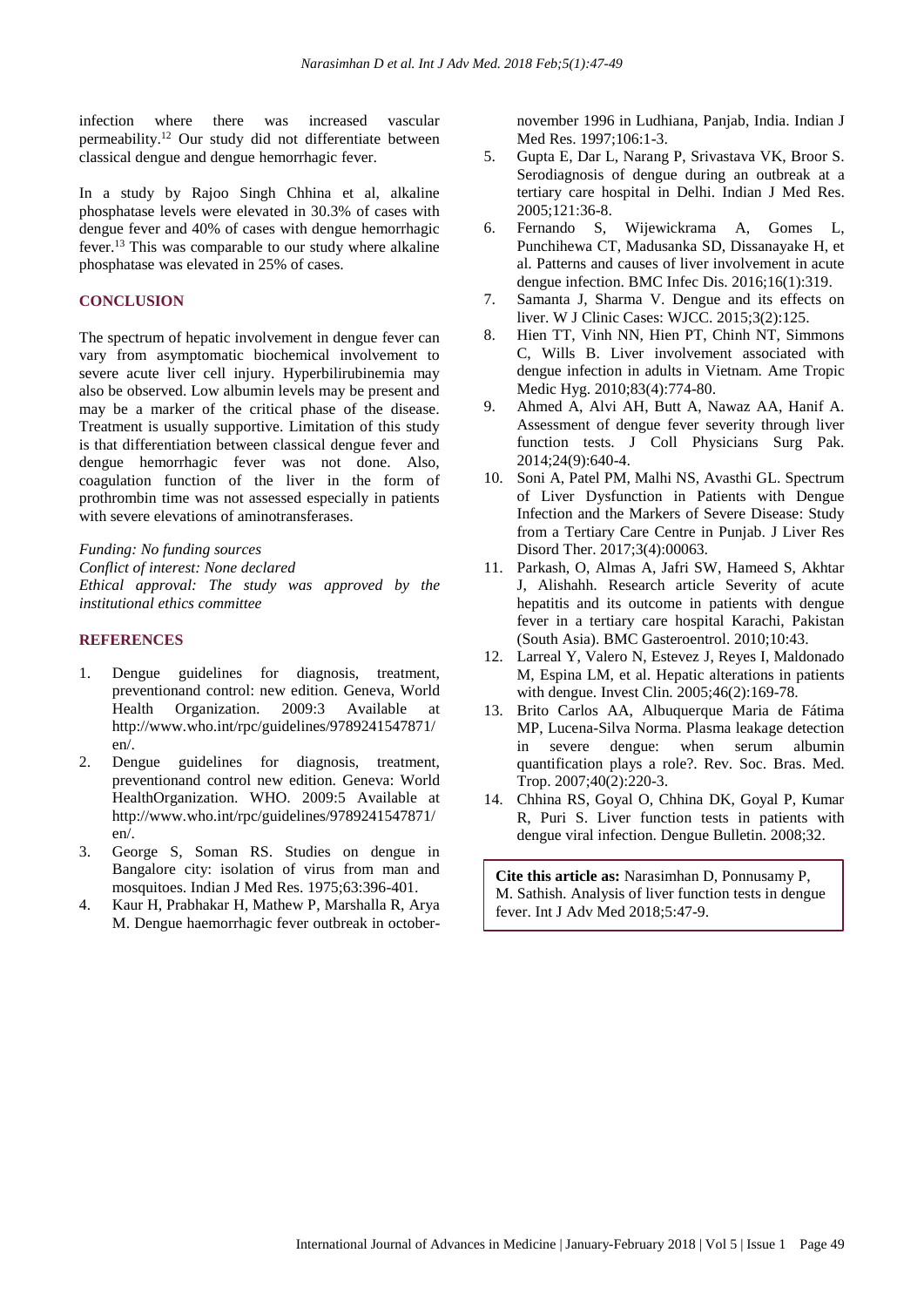infection where there was increased vascular permeability.[12] Our study did not differentiate between classical dengue and dengue hemorrhagic fever.

In a study by Rajoo Singh Chhina et al, alkaline phosphatase levels were elevated in 30.3% of cases with dengue fever and 40% of cases with dengue hemorrhagic fever.[13] This was comparable to our study where alkaline phosphatase was elevated in 25% of cases.

## CONCLUSION

The spectrum of hepatic involvement in dengue fever can vary from asymptomatic biochemical involvement to severe acute liver cell injury. Hyperbilirubinemia may also be observed. Low albumin levels may be present and may be a marker of the critical phase of the disease. Treatment is usually supportive. Limitation of this study is that differentiation between classical dengue fever and dengue hemorrhagic fever was not done. Also, coagulation function of the liver in the form of prothrombin time was not assessed especially in patients with severe elevations of aminotransferases.

*Funding: No funding sources*
*Conflict of interest: None declared*
*Ethical approval: The study was approved by the institutional ethics committee*

## REFERENCES

1. Dengue guidelines for diagnosis, treatment, preventionand control: new edition. Geneva, World Health Organization. 2009:3 Available at http://www.who.int/rpc/guidelines/9789241547871/en/.
2. Dengue guidelines for diagnosis, treatment, preventionand control new edition. Geneva: World HealthOrganization. WHO. 2009:5 Available at http://www.who.int/rpc/guidelines/9789241547871/en/.
3. George S, Soman RS. Studies on dengue in Bangalore city: isolation of virus from man and mosquitoes. Indian J Med Res. 1975;63:396-401.
4. Kaur H, Prabhakar H, Mathew P, Marshalla R, Arya M. Dengue haemorrhagic fever outbreak in october-november 1996 in Ludhiana, Panjab, India. Indian J Med Res. 1997;106:1-3.
5. Gupta E, Dar L, Narang P, Srivastava VK, Broor S. Serodiagnosis of dengue during an outbreak at a tertiary care hospital in Delhi. Indian J Med Res. 2005;121:36-8.
6. Fernando S, Wijewickrama A, Gomes L, Punchihewa CT, Madusanka SD, Dissanayake H, et al. Patterns and causes of liver involvement in acute dengue infection. BMC Infec Dis. 2016;16(1):319.
7. Samanta J, Sharma V. Dengue and its effects on liver. W J Clinic Cases: WJCC. 2015;3(2):125.
8. Hien TT, Vinh NN, Hien PT, Chinh NT, Simmons C, Wills B. Liver involvement associated with dengue infection in adults in Vietnam. Ame Tropic Medic Hyg. 2010;83(4):774-80.
9. Ahmed A, Alvi AH, Butt A, Nawaz AA, Hanif A. Assessment of dengue fever severity through liver function tests. J Coll Physicians Surg Pak. 2014;24(9):640-4.
10. Soni A, Patel PM, Malhi NS, Avasthi GL. Spectrum of Liver Dysfunction in Patients with Dengue Infection and the Markers of Severe Disease: Study from a Tertiary Care Centre in Punjab. J Liver Res Disord Ther. 2017;3(4):00063.
11. Parkash, O, Almas A, Jafri SW, Hameed S, Akhtar J, Alishahh. Research article Severity of acute hepatitis and its outcome in patients with dengue fever in a tertiary care hospital Karachi, Pakistan (South Asia). BMC Gasteroentrol. 2010;10:43.
12. Larreal Y, Valero N, Estevez J, Reyes I, Maldonado M, Espina LM, et al. Hepatic alterations in patients with dengue. Invest Clin. 2005;46(2):169-78.
13. Brito Carlos AA, Albuquerque Maria de Fátima MP, Lucena-Silva Norma. Plasma leakage detection in severe dengue: when serum albumin quantification plays a role?. Rev. Soc. Bras. Med. Trop. 2007;40(2):220-3.
14. Chhina RS, Goyal O, Chhina DK, Goyal P, Kumar R, Puri S. Liver function tests in patients with dengue viral infection. Dengue Bulletin. 2008;32.

**Cite this article as:** Narasimhan D, Ponnusamy P, M. Sathish. Analysis of liver function tests in dengue fever. Int J Adv Med 2018;5:47-9.